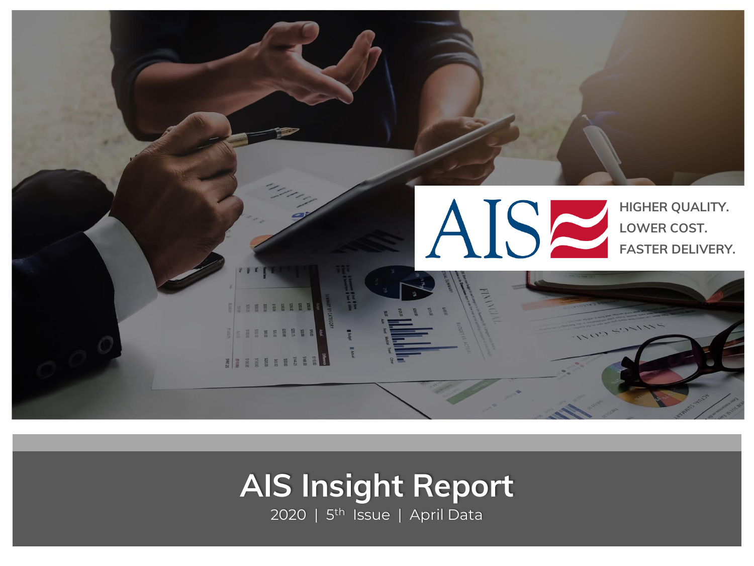AIS

HIGHER QUALITY.
LOWER COST.
FASTER DELIVERY.

# AIS Insight Report

2020 | 5th Issue | April Data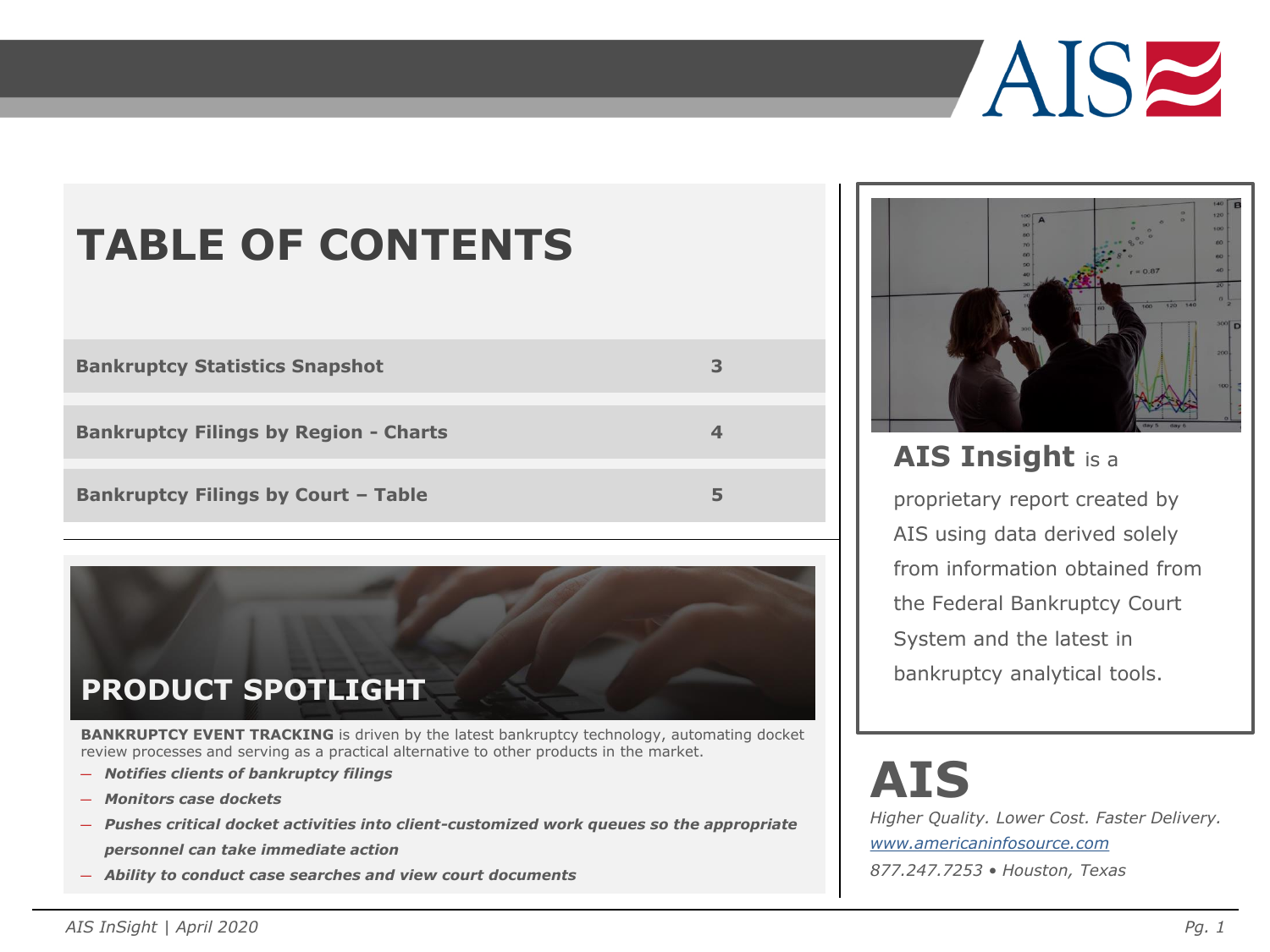# TABLE OF CONTENTS

| | |
|---|---|
| **Bankruptcy Statistics Snapshot** | **3** |
| **Bankruptcy Filings by Region - Charts** | **4** |
| **Bankruptcy Filings by Court – Table** | **5** |

## PRODUCT SPOTLIGHT

**BANKRUPTCY EVENT TRACKING** is driven by the latest bankruptcy technology, automating docket review processes and serving as a practical alternative to other products in the market.

- ***Notifies clients of bankruptcy filings***
- ***Monitors case dockets***
- ***Pushes critical docket activities into client-customized work queues so the appropriate personnel can take immediate action***
- ***Ability to conduct case searches and view court documents***

**AIS Insight** is a proprietary report created by AIS using data derived solely from information obtained from the Federal Bankruptcy Court System and the latest in bankruptcy analytical tools.

# AIS

*Higher Quality. Lower Cost. Faster Delivery.*

*www.americaninfosource.com*

*877.247.7253 • Houston, Texas*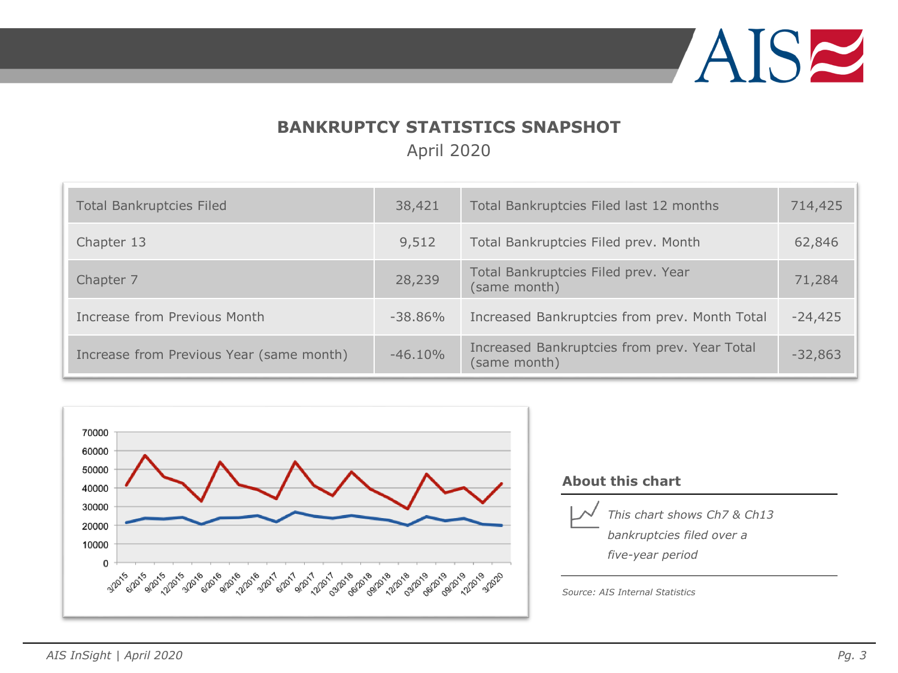# BANKRUPTCY STATISTICS SNAPSHOT

April 2020

| | | | |
|---|---|---|---|
| Total Bankruptcies Filed | 38,421 | Total Bankruptcies Filed last 12 months | 714,425 |
| Chapter 13 | 9,512 | Total Bankruptcies Filed prev. Month | 62,846 |
| Chapter 7 | 28,239 | Total Bankruptcies Filed prev. Year (same month) | 71,284 |
| Increase from Previous Month | -38.86% | Increased Bankruptcies from prev. Month Total | -24,425 |
| Increase from Previous Year (same month) | -46.10% | Increased Bankruptcies from prev. Year Total (same month) | -32,863 |

### About this chart

*This chart shows Ch7 & Ch13 bankruptcies filed over a five-year period*

*Source: AIS Internal Statistics*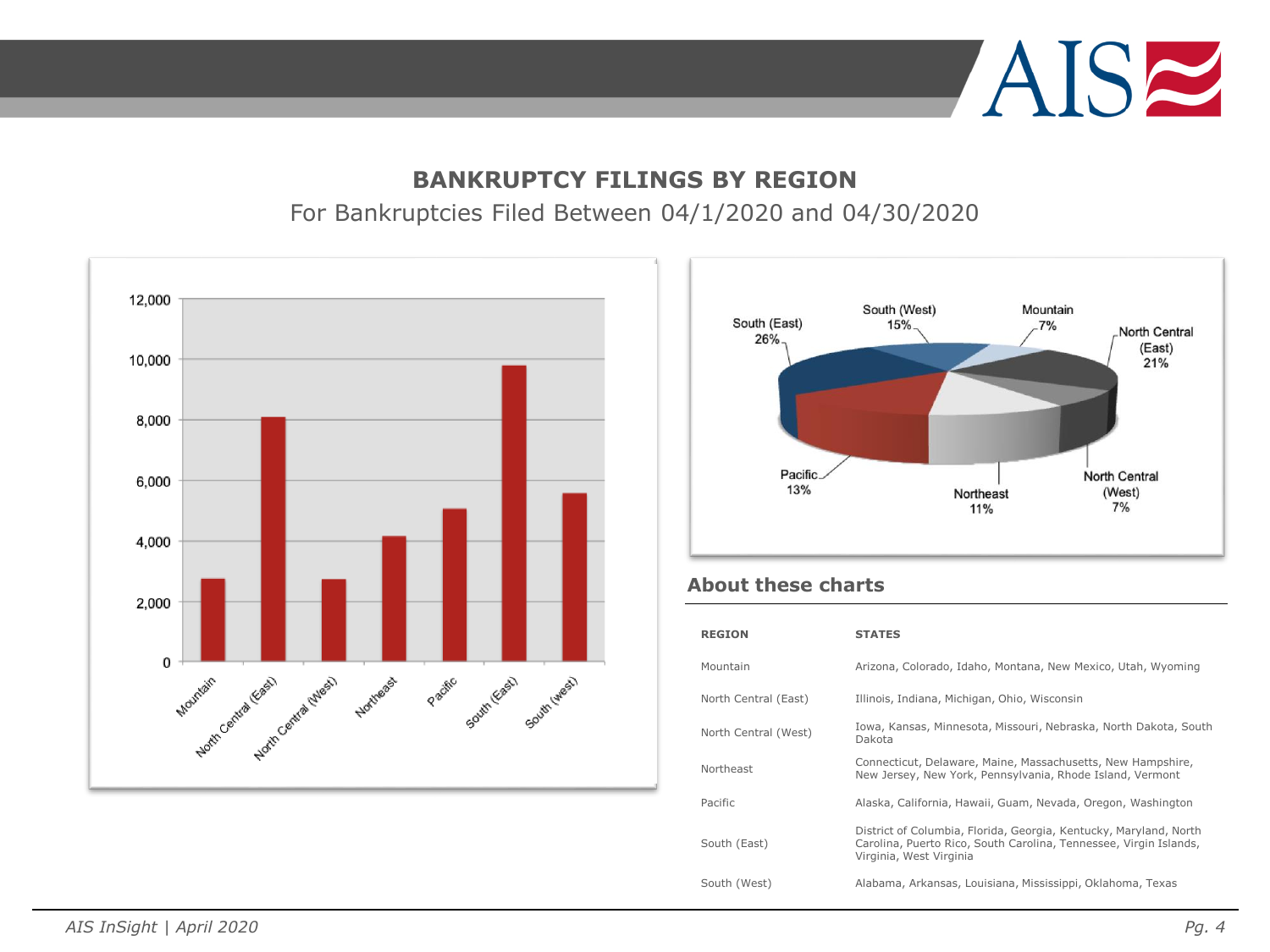## BANKRUPTCY FILINGS BY REGION

For Bankruptcies Filed Between 04/1/2020 and 04/30/2020

### About these charts

| REGION | STATES |
| --- | --- |
| Mountain | Arizona, Colorado, Idaho, Montana, New Mexico, Utah, Wyoming |
| North Central (East) | Illinois, Indiana, Michigan, Ohio, Wisconsin |
| North Central (West) | Iowa, Kansas, Minnesota, Missouri, Nebraska, North Dakota, South Dakota |
| Northeast | Connecticut, Delaware, Maine, Massachusetts, New Hampshire, New Jersey, New York, Pennsylvania, Rhode Island, Vermont |
| Pacific | Alaska, California, Hawaii, Guam, Nevada, Oregon, Washington |
| South (East) | District of Columbia, Florida, Georgia, Kentucky, Maryland, North Carolina, Puerto Rico, South Carolina, Tennessee, Virgin Islands, Virginia, West Virginia |
| South (West) | Alabama, Arkansas, Louisiana, Mississippi, Oklahoma, Texas |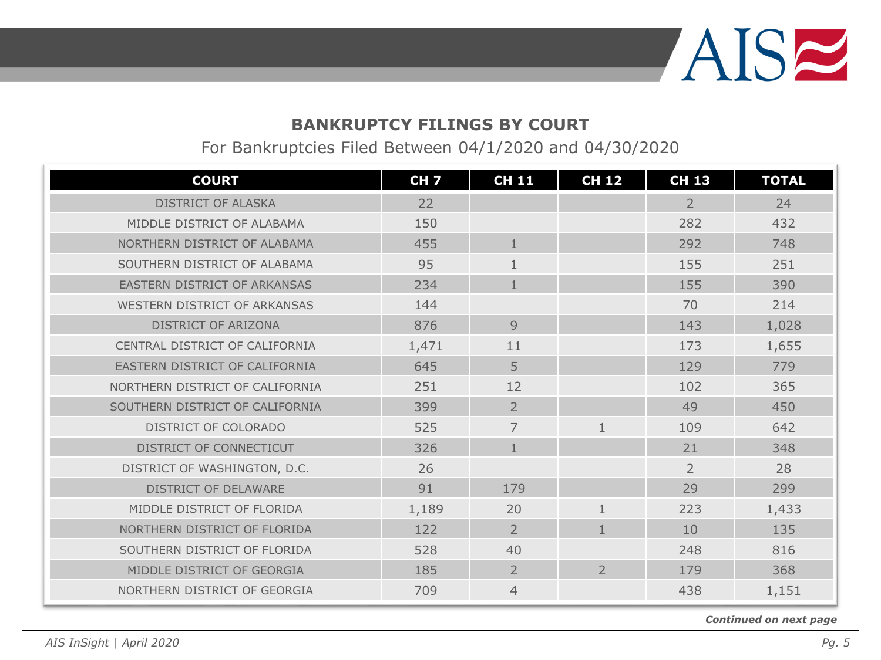## BANKRUPTCY FILINGS BY COURT

For Bankruptcies Filed Between 04/1/2020 and 04/30/2020

| COURT | CH 7 | CH 11 | CH 12 | CH 13 | TOTAL |
|---|---|---|---|---|---|
| DISTRICT OF ALASKA | 22 | | | 2 | 24 |
| MIDDLE DISTRICT OF ALABAMA | 150 | | | 282 | 432 |
| NORTHERN DISTRICT OF ALABAMA | 455 | 1 | | 292 | 748 |
| SOUTHERN DISTRICT OF ALABAMA | 95 | 1 | | 155 | 251 |
| EASTERN DISTRICT OF ARKANSAS | 234 | 1 | | 155 | 390 |
| WESTERN DISTRICT OF ARKANSAS | 144 | | | 70 | 214 |
| DISTRICT OF ARIZONA | 876 | 9 | | 143 | 1,028 |
| CENTRAL DISTRICT OF CALIFORNIA | 1,471 | 11 | | 173 | 1,655 |
| EASTERN DISTRICT OF CALIFORNIA | 645 | 5 | | 129 | 779 |
| NORTHERN DISTRICT OF CALIFORNIA | 251 | 12 | | 102 | 365 |
| SOUTHERN DISTRICT OF CALIFORNIA | 399 | 2 | | 49 | 450 |
| DISTRICT OF COLORADO | 525 | 7 | 1 | 109 | 642 |
| DISTRICT OF CONNECTICUT | 326 | 1 | | 21 | 348 |
| DISTRICT OF WASHINGTON, D.C. | 26 | | | 2 | 28 |
| DISTRICT OF DELAWARE | 91 | 179 | | 29 | 299 |
| MIDDLE DISTRICT OF FLORIDA | 1,189 | 20 | 1 | 223 | 1,433 |
| NORTHERN DISTRICT OF FLORIDA | 122 | 2 | 1 | 10 | 135 |
| SOUTHERN DISTRICT OF FLORIDA | 528 | 40 | | 248 | 816 |
| MIDDLE DISTRICT OF GEORGIA | 185 | 2 | 2 | 179 | 368 |
| NORTHERN DISTRICT OF GEORGIA | 709 | 4 | | 438 | 1,151 |

***Continued on next page***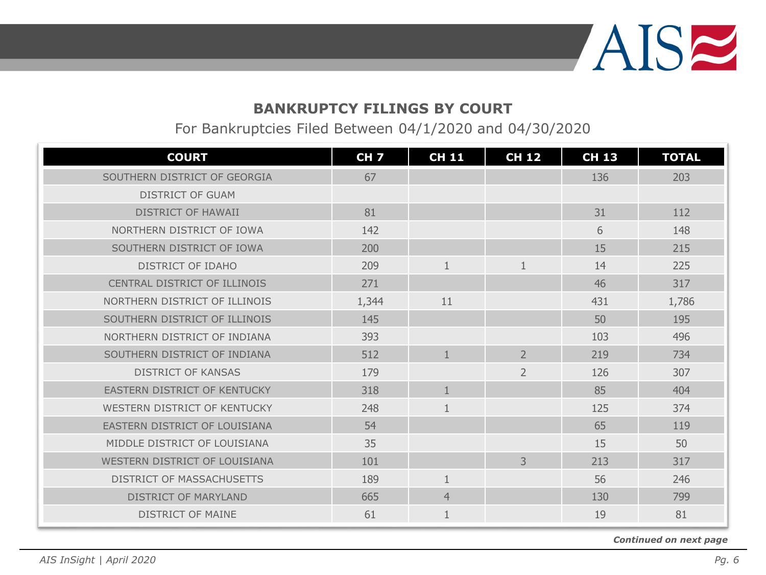## BANKRUPTCY FILINGS BY COURT

For Bankruptcies Filed Between 04/1/2020 and 04/30/2020

| COURT | CH 7 | CH 11 | CH 12 | CH 13 | TOTAL |
|---|---|---|---|---|---|
| SOUTHERN DISTRICT OF GEORGIA | 67 | | | 136 | 203 |
| DISTRICT OF GUAM | | | | | |
| DISTRICT OF HAWAII | 81 | | | 31 | 112 |
| NORTHERN DISTRICT OF IOWA | 142 | | | 6 | 148 |
| SOUTHERN DISTRICT OF IOWA | 200 | | | 15 | 215 |
| DISTRICT OF IDAHO | 209 | 1 | 1 | 14 | 225 |
| CENTRAL DISTRICT OF ILLINOIS | 271 | | | 46 | 317 |
| NORTHERN DISTRICT OF ILLINOIS | 1,344 | 11 | | 431 | 1,786 |
| SOUTHERN DISTRICT OF ILLINOIS | 145 | | | 50 | 195 |
| NORTHERN DISTRICT OF INDIANA | 393 | | | 103 | 496 |
| SOUTHERN DISTRICT OF INDIANA | 512 | 1 | 2 | 219 | 734 |
| DISTRICT OF KANSAS | 179 | | 2 | 126 | 307 |
| EASTERN DISTRICT OF KENTUCKY | 318 | 1 | | 85 | 404 |
| WESTERN DISTRICT OF KENTUCKY | 248 | 1 | | 125 | 374 |
| EASTERN DISTRICT OF LOUISIANA | 54 | | | 65 | 119 |
| MIDDLE DISTRICT OF LOUISIANA | 35 | | | 15 | 50 |
| WESTERN DISTRICT OF LOUISIANA | 101 | | 3 | 213 | 317 |
| DISTRICT OF MASSACHUSETTS | 189 | 1 | | 56 | 246 |
| DISTRICT OF MARYLAND | 665 | 4 | | 130 | 799 |
| DISTRICT OF MAINE | 61 | 1 | | 19 | 81 |

***Continued on next page***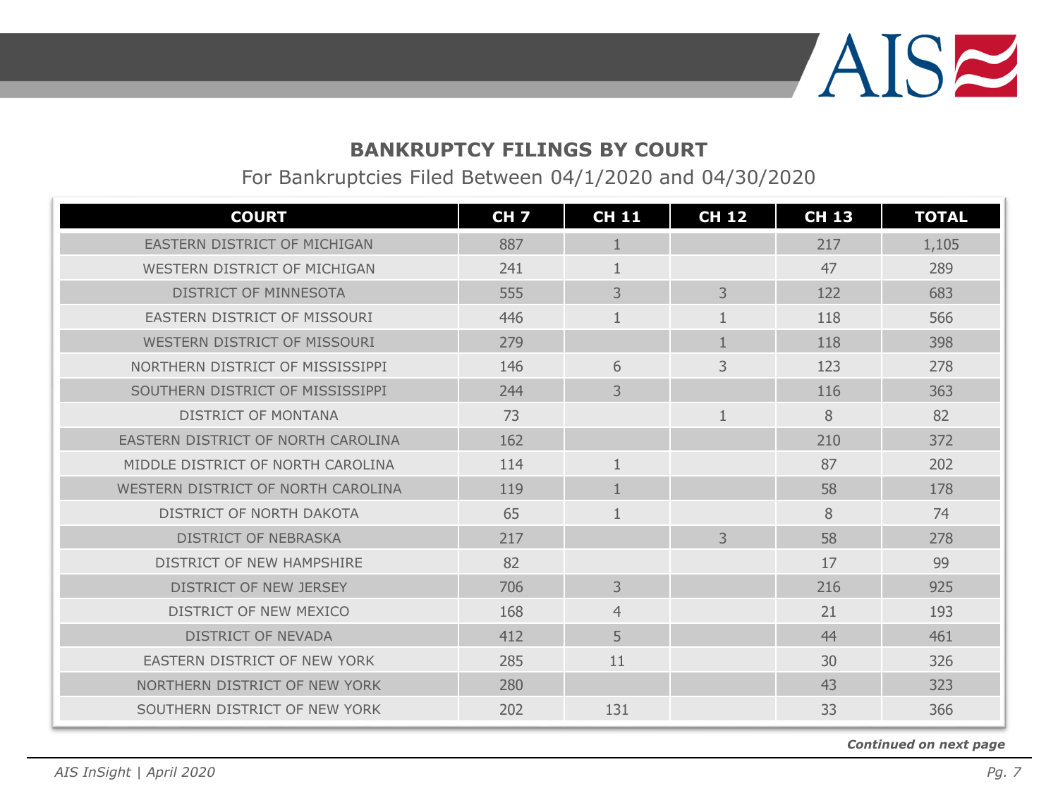## BANKRUPTCY FILINGS BY COURT

For Bankruptcies Filed Between 04/1/2020 and 04/30/2020

| COURT | CH 7 | CH 11 | CH 12 | CH 13 | TOTAL |
|---|---|---|---|---|---|
| EASTERN DISTRICT OF MICHIGAN | 887 | 1 | | 217 | 1,105 |
| WESTERN DISTRICT OF MICHIGAN | 241 | 1 | | 47 | 289 |
| DISTRICT OF MINNESOTA | 555 | 3 | 3 | 122 | 683 |
| EASTERN DISTRICT OF MISSOURI | 446 | 1 | 1 | 118 | 566 |
| WESTERN DISTRICT OF MISSOURI | 279 | | 1 | 118 | 398 |
| NORTHERN DISTRICT OF MISSISSIPPI | 146 | 6 | 3 | 123 | 278 |
| SOUTHERN DISTRICT OF MISSISSIPPI | 244 | 3 | | 116 | 363 |
| DISTRICT OF MONTANA | 73 | | 1 | 8 | 82 |
| EASTERN DISTRICT OF NORTH CAROLINA | 162 | | | 210 | 372 |
| MIDDLE DISTRICT OF NORTH CAROLINA | 114 | 1 | | 87 | 202 |
| WESTERN DISTRICT OF NORTH CAROLINA | 119 | 1 | | 58 | 178 |
| DISTRICT OF NORTH DAKOTA | 65 | 1 | | 8 | 74 |
| DISTRICT OF NEBRASKA | 217 | | 3 | 58 | 278 |
| DISTRICT OF NEW HAMPSHIRE | 82 | | | 17 | 99 |
| DISTRICT OF NEW JERSEY | 706 | 3 | | 216 | 925 |
| DISTRICT OF NEW MEXICO | 168 | 4 | | 21 | 193 |
| DISTRICT OF NEVADA | 412 | 5 | | 44 | 461 |
| EASTERN DISTRICT OF NEW YORK | 285 | 11 | | 30 | 326 |
| NORTHERN DISTRICT OF NEW YORK | 280 | | | 43 | 323 |
| SOUTHERN DISTRICT OF NEW YORK | 202 | 131 | | 33 | 366 |

***Continued on next page***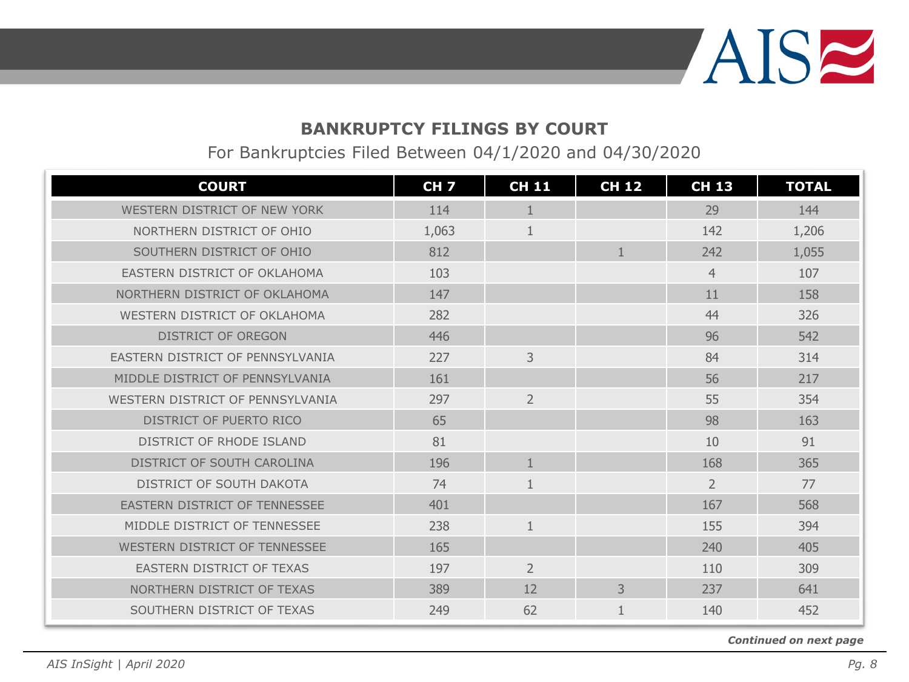## BANKRUPTCY FILINGS BY COURT

For Bankruptcies Filed Between 04/1/2020 and 04/30/2020

| COURT | CH 7 | CH 11 | CH 12 | CH 13 | TOTAL |
|---|---|---|---|---|---|
| WESTERN DISTRICT OF NEW YORK | 114 | 1 | | 29 | 144 |
| NORTHERN DISTRICT OF OHIO | 1,063 | 1 | | 142 | 1,206 |
| SOUTHERN DISTRICT OF OHIO | 812 | | 1 | 242 | 1,055 |
| EASTERN DISTRICT OF OKLAHOMA | 103 | | | 4 | 107 |
| NORTHERN DISTRICT OF OKLAHOMA | 147 | | | 11 | 158 |
| WESTERN DISTRICT OF OKLAHOMA | 282 | | | 44 | 326 |
| DISTRICT OF OREGON | 446 | | | 96 | 542 |
| EASTERN DISTRICT OF PENNSYLVANIA | 227 | 3 | | 84 | 314 |
| MIDDLE DISTRICT OF PENNSYLVANIA | 161 | | | 56 | 217 |
| WESTERN DISTRICT OF PENNSYLVANIA | 297 | 2 | | 55 | 354 |
| DISTRICT OF PUERTO RICO | 65 | | | 98 | 163 |
| DISTRICT OF RHODE ISLAND | 81 | | | 10 | 91 |
| DISTRICT OF SOUTH CAROLINA | 196 | 1 | | 168 | 365 |
| DISTRICT OF SOUTH DAKOTA | 74 | 1 | | 2 | 77 |
| EASTERN DISTRICT OF TENNESSEE | 401 | | | 167 | 568 |
| MIDDLE DISTRICT OF TENNESSEE | 238 | 1 | | 155 | 394 |
| WESTERN DISTRICT OF TENNESSEE | 165 | | | 240 | 405 |
| EASTERN DISTRICT OF TEXAS | 197 | 2 | | 110 | 309 |
| NORTHERN DISTRICT OF TEXAS | 389 | 12 | 3 | 237 | 641 |
| SOUTHERN DISTRICT OF TEXAS | 249 | 62 | 1 | 140 | 452 |

***Continued on next page***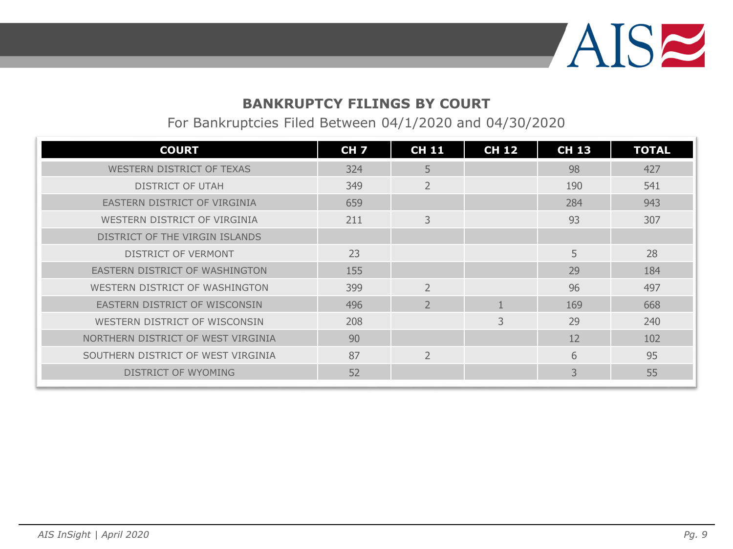## BANKRUPTCY FILINGS BY COURT

For Bankruptcies Filed Between 04/1/2020 and 04/30/2020

| COURT | CH 7 | CH 11 | CH 12 | CH 13 | TOTAL |
|---|---|---|---|---|---|
| WESTERN DISTRICT OF TEXAS | 324 | 5 | | 98 | 427 |
| DISTRICT OF UTAH | 349 | 2 | | 190 | 541 |
| EASTERN DISTRICT OF VIRGINIA | 659 | | | 284 | 943 |
| WESTERN DISTRICT OF VIRGINIA | 211 | 3 | | 93 | 307 |
| DISTRICT OF THE VIRGIN ISLANDS | | | | | |
| DISTRICT OF VERMONT | 23 | | | 5 | 28 |
| EASTERN DISTRICT OF WASHINGTON | 155 | | | 29 | 184 |
| WESTERN DISTRICT OF WASHINGTON | 399 | 2 | | 96 | 497 |
| EASTERN DISTRICT OF WISCONSIN | 496 | 2 | 1 | 169 | 668 |
| WESTERN DISTRICT OF WISCONSIN | 208 | | 3 | 29 | 240 |
| NORTHERN DISTRICT OF WEST VIRGINIA | 90 | | | 12 | 102 |
| SOUTHERN DISTRICT OF WEST VIRGINIA | 87 | 2 | | 6 | 95 |
| DISTRICT OF WYOMING | 52 | | | 3 | 55 |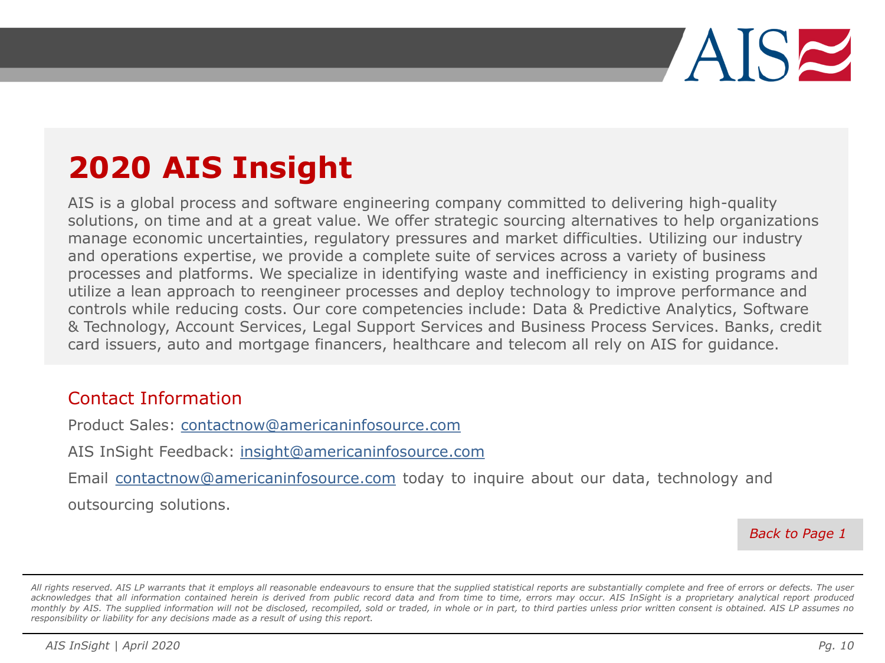# 2020 AIS Insight

AIS is a global process and software engineering company committed to delivering high-quality solutions, on time and at a great value. We offer strategic sourcing alternatives to help organizations manage economic uncertainties, regulatory pressures and market difficulties. Utilizing our industry and operations expertise, we provide a complete suite of services across a variety of business processes and platforms. We specialize in identifying waste and inefficiency in existing programs and utilize a lean approach to reengineer processes and deploy technology to improve performance and controls while reducing costs. Our core competencies include: Data & Predictive Analytics, Software & Technology, Account Services, Legal Support Services and Business Process Services. Banks, credit card issuers, auto and mortgage financers, healthcare and telecom all rely on AIS for guidance.

## Contact Information

Product Sales: contactnow@americaninfosource.com

AIS InSight Feedback: insight@americaninfosource.com

Email contactnow@americaninfosource.com today to inquire about our data, technology and outsourcing solutions.

*Back to Page 1*

*All rights reserved. AIS LP warrants that it employs all reasonable endeavours to ensure that the supplied statistical reports are substantially complete and free of errors or defects. The user acknowledges that all information contained herein is derived from public record data and from time to time, errors may occur. AIS InSight is a proprietary analytical report produced monthly by AIS. The supplied information will not be disclosed, recompiled, sold or traded, in whole or in part, to third parties unless prior written consent is obtained. AIS LP assumes no responsibility or liability for any decisions made as a result of using this report.*